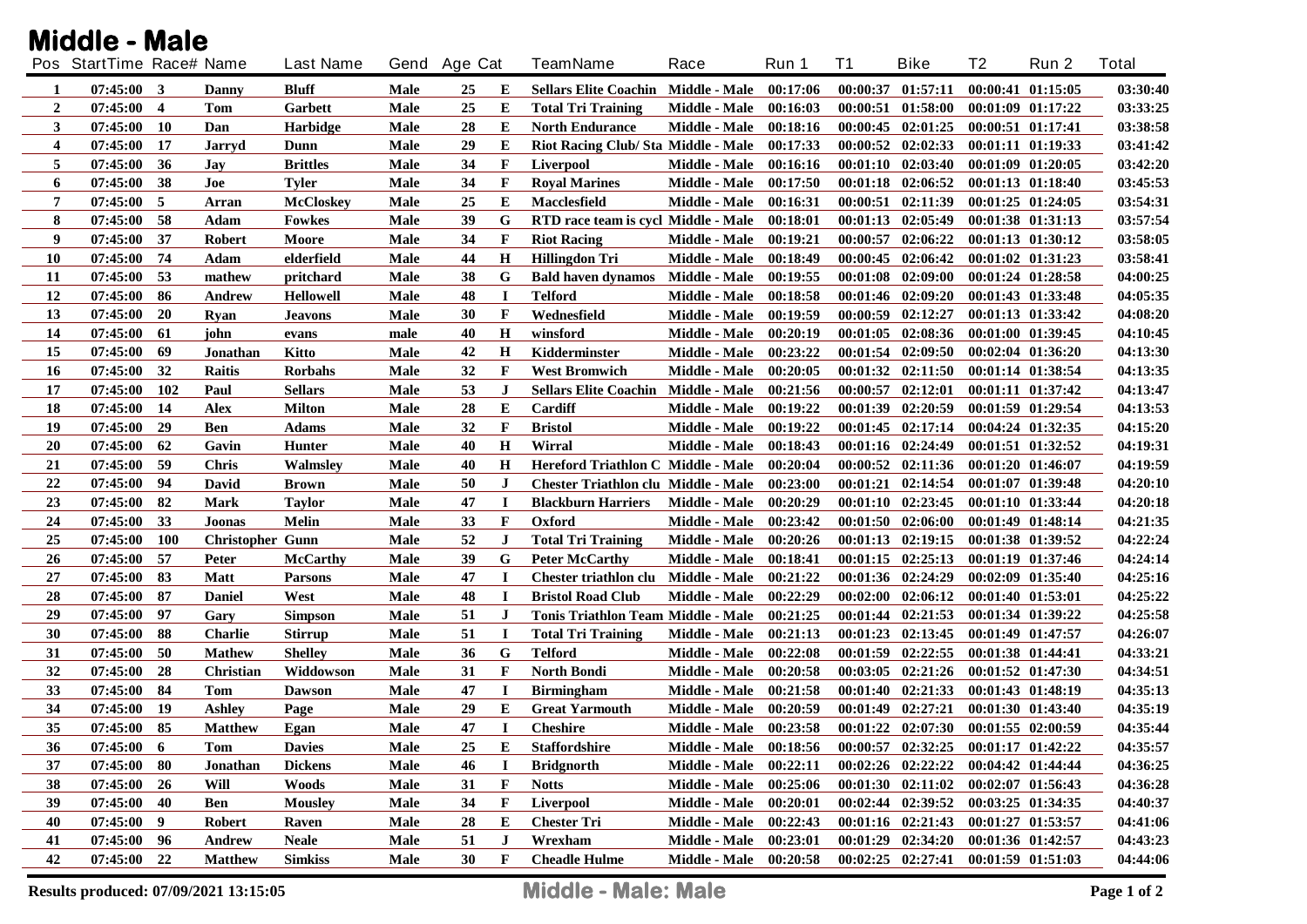# Middle - Male

| Pos | StartTime | Race# | Name | Last Name | Gend | Age | Cat | TeamName | Race | Run 1 | T1 | Bike | T2 | Run 2 | Total |
|---|---|---|---|---|---|---|---|---|---|---|---|---|---|---|---|
| 1 | 07:45:00 | 3 | Danny | Bluff | Male | 25 | E | Sellars Elite Coachin | Middle - Male | 00:17:06 | 00:00:37 | 01:57:11 | 00:00:41 | 01:15:05 | 03:30:40 |
| 2 | 07:45:00 | 4 | Tom | Garbett | Male | 25 | E | Total Tri Training | Middle - Male | 00:16:03 | 00:00:51 | 01:58:00 | 00:01:09 | 01:17:22 | 03:33:25 |
| 3 | 07:45:00 | 10 | Dan | Harbidge | Male | 28 | E | North Endurance | Middle - Male | 00:18:16 | 00:00:45 | 02:01:25 | 00:00:51 | 01:17:41 | 03:38:58 |
| 4 | 07:45:00 | 17 | Jarryd | Dunn | Male | 29 | E | Riot Racing Club/ Sta | Middle - Male | 00:17:33 | 00:00:52 | 02:02:33 | 00:01:11 | 01:19:33 | 03:41:42 |
| 5 | 07:45:00 | 36 | Jay | Brittles | Male | 34 | F | Liverpool | Middle - Male | 00:16:16 | 00:01:10 | 02:03:40 | 00:01:09 | 01:20:05 | 03:42:20 |
| 6 | 07:45:00 | 38 | Joe | Tyler | Male | 34 | F | Royal Marines | Middle - Male | 00:17:50 | 00:01:18 | 02:06:52 | 00:01:13 | 01:18:40 | 03:45:53 |
| 7 | 07:45:00 | 5 | Arran | McCloskey | Male | 25 | E | Macclesfield | Middle - Male | 00:16:31 | 00:00:51 | 02:11:39 | 00:01:25 | 01:24:05 | 03:54:31 |
| 8 | 07:45:00 | 58 | Adam | Fowkes | Male | 39 | G | RTD race team is cycl | Middle - Male | 00:18:01 | 00:01:13 | 02:05:49 | 00:01:38 | 01:31:13 | 03:57:54 |
| 9 | 07:45:00 | 37 | Robert | Moore | Male | 34 | F | Riot Racing | Middle - Male | 00:19:21 | 00:00:57 | 02:06:22 | 00:01:13 | 01:30:12 | 03:58:05 |
| 10 | 07:45:00 | 74 | Adam | elderfield | Male | 44 | H | Hillingdon Tri | Middle - Male | 00:18:49 | 00:00:45 | 02:06:42 | 00:01:02 | 01:31:23 | 03:58:41 |
| 11 | 07:45:00 | 53 | mathew | pritchard | Male | 38 | G | Bald haven dynamos | Middle - Male | 00:19:55 | 00:01:08 | 02:09:00 | 00:01:24 | 01:28:58 | 04:00:25 |
| 12 | 07:45:00 | 86 | Andrew | Hellowell | Male | 48 | I | Telford | Middle - Male | 00:18:58 | 00:01:46 | 02:09:20 | 00:01:43 | 01:33:48 | 04:05:35 |
| 13 | 07:45:00 | 20 | Ryan | Jeavons | Male | 30 | F | Wednesfield | Middle - Male | 00:19:59 | 00:00:59 | 02:12:27 | 00:01:13 | 01:33:42 | 04:08:20 |
| 14 | 07:45:00 | 61 | john | evans | male | 40 | H | winsford | Middle - Male | 00:20:19 | 00:01:05 | 02:08:36 | 00:01:00 | 01:39:45 | 04:10:45 |
| 15 | 07:45:00 | 69 | Jonathan | Kitto | Male | 42 | H | Kidderminster | Middle - Male | 00:23:22 | 00:01:54 | 02:09:50 | 00:02:04 | 01:36:20 | 04:13:30 |
| 16 | 07:45:00 | 32 | Raitis | Rorbahs | Male | 32 | F | West Bromwich | Middle - Male | 00:20:05 | 00:01:32 | 02:11:50 | 00:01:14 | 01:38:54 | 04:13:35 |
| 17 | 07:45:00 | 102 | Paul | Sellars | Male | 53 | J | Sellars Elite Coachin | Middle - Male | 00:21:56 | 00:00:57 | 02:12:01 | 00:01:11 | 01:37:42 | 04:13:47 |
| 18 | 07:45:00 | 14 | Alex | Milton | Male | 28 | E | Cardiff | Middle - Male | 00:19:22 | 00:01:39 | 02:20:59 | 00:01:59 | 01:29:54 | 04:13:53 |
| 19 | 07:45:00 | 29 | Ben | Adams | Male | 32 | F | Bristol | Middle - Male | 00:19:22 | 00:01:45 | 02:17:14 | 00:04:24 | 01:32:35 | 04:15:20 |
| 20 | 07:45:00 | 62 | Gavin | Hunter | Male | 40 | H | Wirral | Middle - Male | 00:18:43 | 00:01:16 | 02:24:49 | 00:01:51 | 01:32:52 | 04:19:31 |
| 21 | 07:45:00 | 59 | Chris | Walmsley | Male | 40 | H | Hereford Triathlon C | Middle - Male | 00:20:04 | 00:00:52 | 02:11:36 | 00:01:20 | 01:46:07 | 04:19:59 |
| 22 | 07:45:00 | 94 | David | Brown | Male | 50 | J | Chester Triathlon clu | Middle - Male | 00:23:00 | 00:01:21 | 02:14:54 | 00:01:07 | 01:39:48 | 04:20:10 |
| 23 | 07:45:00 | 82 | Mark | Taylor | Male | 47 | I | Blackburn Harriers | Middle - Male | 00:20:29 | 00:01:10 | 02:23:45 | 00:01:10 | 01:33:44 | 04:20:18 |
| 24 | 07:45:00 | 33 | Joonas | Melin | Male | 33 | F | Oxford | Middle - Male | 00:23:42 | 00:01:50 | 02:06:00 | 00:01:49 | 01:48:14 | 04:21:35 |
| 25 | 07:45:00 | 100 | Christopher | Gunn | Male | 52 | J | Total Tri Training | Middle - Male | 00:20:26 | 00:01:13 | 02:19:15 | 00:01:38 | 01:39:52 | 04:22:24 |
| 26 | 07:45:00 | 57 | Peter | McCarthy | Male | 39 | G | Peter McCarthy | Middle - Male | 00:18:41 | 00:01:15 | 02:25:13 | 00:01:19 | 01:37:46 | 04:24:14 |
| 27 | 07:45:00 | 83 | Matt | Parsons | Male | 47 | I | Chester triathlon clu | Middle - Male | 00:21:22 | 00:01:36 | 02:24:29 | 00:02:09 | 01:35:40 | 04:25:16 |
| 28 | 07:45:00 | 87 | Daniel | West | Male | 48 | I | Bristol Road Club | Middle - Male | 00:22:29 | 00:02:00 | 02:06:12 | 00:01:40 | 01:53:01 | 04:25:22 |
| 29 | 07:45:00 | 97 | Gary | Simpson | Male | 51 | J | Tonis Triathlon Team | Middle - Male | 00:21:25 | 00:01:44 | 02:21:53 | 00:01:34 | 01:39:22 | 04:25:58 |
| 30 | 07:45:00 | 88 | Charlie | Stirrup | Male | 51 | I | Total Tri Training | Middle - Male | 00:21:13 | 00:01:23 | 02:13:45 | 00:01:49 | 01:47:57 | 04:26:07 |
| 31 | 07:45:00 | 50 | Mathew | Shelley | Male | 36 | G | Telford | Middle - Male | 00:22:08 | 00:01:59 | 02:22:55 | 00:01:38 | 01:44:41 | 04:33:21 |
| 32 | 07:45:00 | 28 | Christian | Widdowson | Male | 31 | F | North Bondi | Middle - Male | 00:20:58 | 00:03:05 | 02:21:26 | 00:01:52 | 01:47:30 | 04:34:51 |
| 33 | 07:45:00 | 84 | Tom | Dawson | Male | 47 | I | Birmingham | Middle - Male | 00:21:58 | 00:01:40 | 02:21:33 | 00:01:43 | 01:48:19 | 04:35:13 |
| 34 | 07:45:00 | 19 | Ashley | Page | Male | 29 | E | Great Yarmouth | Middle - Male | 00:20:59 | 00:01:49 | 02:27:21 | 00:01:30 | 01:43:40 | 04:35:19 |
| 35 | 07:45:00 | 85 | Matthew | Egan | Male | 47 | I | Cheshire | Middle - Male | 00:23:58 | 00:01:22 | 02:07:30 | 00:01:55 | 02:00:59 | 04:35:44 |
| 36 | 07:45:00 | 6 | Tom | Davies | Male | 25 | E | Staffordshire | Middle - Male | 00:18:56 | 00:00:57 | 02:32:25 | 00:01:17 | 01:42:22 | 04:35:57 |
| 37 | 07:45:00 | 80 | Jonathan | Dickens | Male | 46 | I | Bridgnorth | Middle - Male | 00:22:11 | 00:02:26 | 02:22:22 | 00:04:42 | 01:44:44 | 04:36:25 |
| 38 | 07:45:00 | 26 | Will | Woods | Male | 31 | F | Notts | Middle - Male | 00:25:06 | 00:01:30 | 02:11:02 | 00:02:07 | 01:56:43 | 04:36:28 |
| 39 | 07:45:00 | 40 | Ben | Mousley | Male | 34 | F | Liverpool | Middle - Male | 00:20:01 | 00:02:44 | 02:39:52 | 00:03:25 | 01:34:35 | 04:40:37 |
| 40 | 07:45:00 | 9 | Robert | Raven | Male | 28 | E | Chester Tri | Middle - Male | 00:22:43 | 00:01:16 | 02:21:43 | 00:01:27 | 01:53:57 | 04:41:06 |
| 41 | 07:45:00 | 96 | Andrew | Neale | Male | 51 | J | Wrexham | Middle - Male | 00:23:01 | 00:01:29 | 02:34:20 | 00:01:36 | 01:42:57 | 04:43:23 |
| 42 | 07:45:00 | 22 | Matthew | Simkiss | Male | 30 | F | Cheadle Hulme | Middle - Male | 00:20:58 | 00:02:25 | 02:27:41 | 00:01:59 | 01:51:03 | 04:44:06 |

Results produced: 07/09/2021 13:15:05

Middle - Male: Male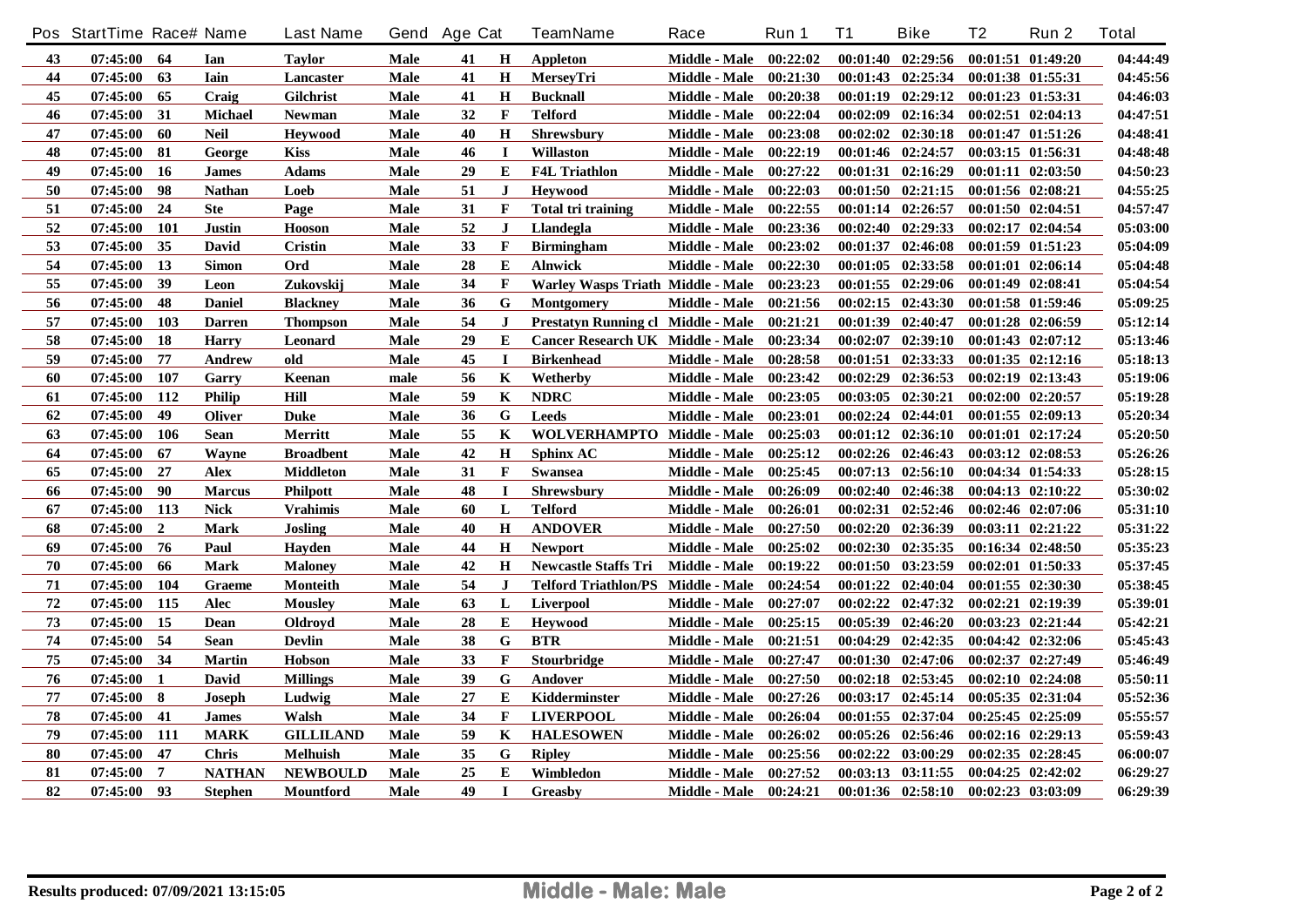| Pos | StartTime | Race# | Name | Last Name | Gend | Age | Cat | TeamName | Race | Run 1 | T1 | Bike | T2 | Run 2 | Total |
|---|---|---|---|---|---|---|---|---|---|---|---|---|---|---|---|
| 43 | 07:45:00 | 64 | Ian | Taylor | Male | 41 | H | Appleton | Middle - Male | 00:22:02 | 00:01:40 | 02:29:56 | 00:01:51 | 01:49:20 | 04:44:49 |
| 44 | 07:45:00 | 63 | Iain | Lancaster | Male | 41 | H | MerseyTri | Middle - Male | 00:21:30 | 00:01:43 | 02:25:34 | 00:01:38 | 01:55:31 | 04:45:56 |
| 45 | 07:45:00 | 65 | Craig | Gilchrist | Male | 41 | H | Bucknall | Middle - Male | 00:20:38 | 00:01:19 | 02:29:12 | 00:01:23 | 01:53:31 | 04:46:03 |
| 46 | 07:45:00 | 31 | Michael | Newman | Male | 32 | F | Telford | Middle - Male | 00:22:04 | 00:02:09 | 02:16:34 | 00:02:51 | 02:04:13 | 04:47:51 |
| 47 | 07:45:00 | 60 | Neil | Heywood | Male | 40 | H | Shrewsbury | Middle - Male | 00:23:08 | 00:02:02 | 02:30:18 | 00:01:47 | 01:51:26 | 04:48:41 |
| 48 | 07:45:00 | 81 | George | Kiss | Male | 46 | I | Willaston | Middle - Male | 00:22:19 | 00:01:46 | 02:24:57 | 00:03:15 | 01:56:31 | 04:48:48 |
| 49 | 07:45:00 | 16 | James | Adams | Male | 29 | E | F4L Triathlon | Middle - Male | 00:27:22 | 00:01:31 | 02:16:29 | 00:01:11 | 02:03:50 | 04:50:23 |
| 50 | 07:45:00 | 98 | Nathan | Loeb | Male | 51 | J | Heywood | Middle - Male | 00:22:03 | 00:01:50 | 02:21:15 | 00:01:56 | 02:08:21 | 04:55:25 |
| 51 | 07:45:00 | 24 | Ste | Page | Male | 31 | F | Total tri training | Middle - Male | 00:22:55 | 00:01:14 | 02:26:57 | 00:01:50 | 02:04:51 | 04:57:47 |
| 52 | 07:45:00 | 101 | Justin | Hooson | Male | 52 | J | Llandegla | Middle - Male | 00:23:36 | 00:02:40 | 02:29:33 | 00:02:17 | 02:04:54 | 05:03:00 |
| 53 | 07:45:00 | 35 | David | Cristin | Male | 33 | F | Birmingham | Middle - Male | 00:23:02 | 00:01:37 | 02:46:08 | 00:01:59 | 01:51:23 | 05:04:09 |
| 54 | 07:45:00 | 13 | Simon | Ord | Male | 28 | E | Alnwick | Middle - Male | 00:22:30 | 00:01:05 | 02:33:58 | 00:01:01 | 02:06:14 | 05:04:48 |
| 55 | 07:45:00 | 39 | Leon | Zukovskij | Male | 34 | F | Warley Wasps Triath | Middle - Male | 00:23:23 | 00:01:55 | 02:29:06 | 00:01:49 | 02:08:41 | 05:04:54 |
| 56 | 07:45:00 | 48 | Daniel | Blackney | Male | 36 | G | Montgomery | Middle - Male | 00:21:56 | 00:02:15 | 02:43:30 | 00:01:58 | 01:59:46 | 05:09:25 |
| 57 | 07:45:00 | 103 | Darren | Thompson | Male | 54 | J | Prestatyn Running cl | Middle - Male | 00:21:21 | 00:01:39 | 02:40:47 | 00:01:28 | 02:06:59 | 05:12:14 |
| 58 | 07:45:00 | 18 | Harry | Leonard | Male | 29 | E | Cancer Research UK | Middle - Male | 00:23:34 | 00:02:07 | 02:39:10 | 00:01:43 | 02:07:12 | 05:13:46 |
| 59 | 07:45:00 | 77 | Andrew | old | Male | 45 | I | Birkenhead | Middle - Male | 00:28:58 | 00:01:51 | 02:33:33 | 00:01:35 | 02:12:16 | 05:18:13 |
| 60 | 07:45:00 | 107 | Garry | Keenan | male | 56 | K | Wetherby | Middle - Male | 00:23:42 | 00:02:29 | 02:36:53 | 00:02:19 | 02:13:43 | 05:19:06 |
| 61 | 07:45:00 | 112 | Philip | Hill | Male | 59 | K | NDRC | Middle - Male | 00:23:05 | 00:03:05 | 02:30:21 | 00:02:00 | 02:20:57 | 05:19:28 |
| 62 | 07:45:00 | 49 | Oliver | Duke | Male | 36 | G | Leeds | Middle - Male | 00:23:01 | 00:02:24 | 02:44:01 | 00:01:55 | 02:09:13 | 05:20:34 |
| 63 | 07:45:00 | 106 | Sean | Merritt | Male | 55 | K | WOLVERHAMPTO | Middle - Male | 00:25:03 | 00:01:12 | 02:36:10 | 00:01:01 | 02:17:24 | 05:20:50 |
| 64 | 07:45:00 | 67 | Wayne | Broadbent | Male | 42 | H | Sphinx AC | Middle - Male | 00:25:12 | 00:02:26 | 02:46:43 | 00:03:12 | 02:08:53 | 05:26:26 |
| 65 | 07:45:00 | 27 | Alex | Middleton | Male | 31 | F | Swansea | Middle - Male | 00:25:45 | 00:07:13 | 02:56:10 | 00:04:34 | 01:54:33 | 05:28:15 |
| 66 | 07:45:00 | 90 | Marcus | Philpott | Male | 48 | I | Shrewsbury | Middle - Male | 00:26:09 | 00:02:40 | 02:46:38 | 00:04:13 | 02:10:22 | 05:30:02 |
| 67 | 07:45:00 | 113 | Nick | Vrahimis | Male | 60 | L | Telford | Middle - Male | 00:26:01 | 00:02:31 | 02:52:46 | 00:02:46 | 02:07:06 | 05:31:10 |
| 68 | 07:45:00 | 2 | Mark | Josling | Male | 40 | H | ANDOVER | Middle - Male | 00:27:50 | 00:02:20 | 02:36:39 | 00:03:11 | 02:21:22 | 05:31:22 |
| 69 | 07:45:00 | 76 | Paul | Hayden | Male | 44 | H | Newport | Middle - Male | 00:25:02 | 00:02:30 | 02:35:35 | 00:16:34 | 02:48:50 | 05:35:23 |
| 70 | 07:45:00 | 66 | Mark | Maloney | Male | 42 | H | Newcastle Staffs Tri | Middle - Male | 00:19:22 | 00:01:50 | 03:23:59 | 00:02:01 | 01:50:33 | 05:37:45 |
| 71 | 07:45:00 | 104 | Graeme | Monteith | Male | 54 | J | Telford Triathlon/PS | Middle - Male | 00:24:54 | 00:01:22 | 02:40:04 | 00:01:55 | 02:30:30 | 05:38:45 |
| 72 | 07:45:00 | 115 | Alec | Mousley | Male | 63 | L | Liverpool | Middle - Male | 00:27:07 | 00:02:22 | 02:47:32 | 00:02:21 | 02:19:39 | 05:39:01 |
| 73 | 07:45:00 | 15 | Dean | Oldroyd | Male | 28 | E | Heywood | Middle - Male | 00:25:15 | 00:05:39 | 02:46:20 | 00:03:23 | 02:21:44 | 05:42:21 |
| 74 | 07:45:00 | 54 | Sean | Devlin | Male | 38 | G | BTR | Middle - Male | 00:21:51 | 00:04:29 | 02:42:35 | 00:04:42 | 02:32:06 | 05:45:43 |
| 75 | 07:45:00 | 34 | Martin | Hobson | Male | 33 | F | Stourbridge | Middle - Male | 00:27:47 | 00:01:30 | 02:47:06 | 00:02:37 | 02:27:49 | 05:46:49 |
| 76 | 07:45:00 | 1 | David | Millings | Male | 39 | G | Andover | Middle - Male | 00:27:50 | 00:02:18 | 02:53:45 | 00:02:10 | 02:24:08 | 05:50:11 |
| 77 | 07:45:00 | 8 | Joseph | Ludwig | Male | 27 | E | Kidderminster | Middle - Male | 00:27:26 | 00:03:17 | 02:45:14 | 00:05:35 | 02:31:04 | 05:52:36 |
| 78 | 07:45:00 | 41 | James | Walsh | Male | 34 | F | LIVERPOOL | Middle - Male | 00:26:04 | 00:01:55 | 02:37:04 | 00:25:45 | 02:25:09 | 05:55:57 |
| 79 | 07:45:00 | 111 | MARK | GILLILAND | Male | 59 | K | HALESOWEN | Middle - Male | 00:26:02 | 00:05:26 | 02:56:46 | 00:02:16 | 02:29:13 | 05:59:43 |
| 80 | 07:45:00 | 47 | Chris | Melhuish | Male | 35 | G | Ripley | Middle - Male | 00:25:56 | 00:02:22 | 03:00:29 | 00:02:35 | 02:28:45 | 06:00:07 |
| 81 | 07:45:00 | 7 | NATHAN | NEWBOULD | Male | 25 | E | Wimbledon | Middle - Male | 00:27:52 | 00:03:13 | 03:11:55 | 00:04:25 | 02:42:02 | 06:29:27 |
| 82 | 07:45:00 | 93 | Stephen | Mountford | Male | 49 | I | Greasby | Middle - Male | 00:24:21 | 00:01:36 | 02:58:10 | 00:02:23 | 03:03:09 | 06:29:39 |

Results produced: 07/09/2021 13:15:05

**Middle - Male: Male**